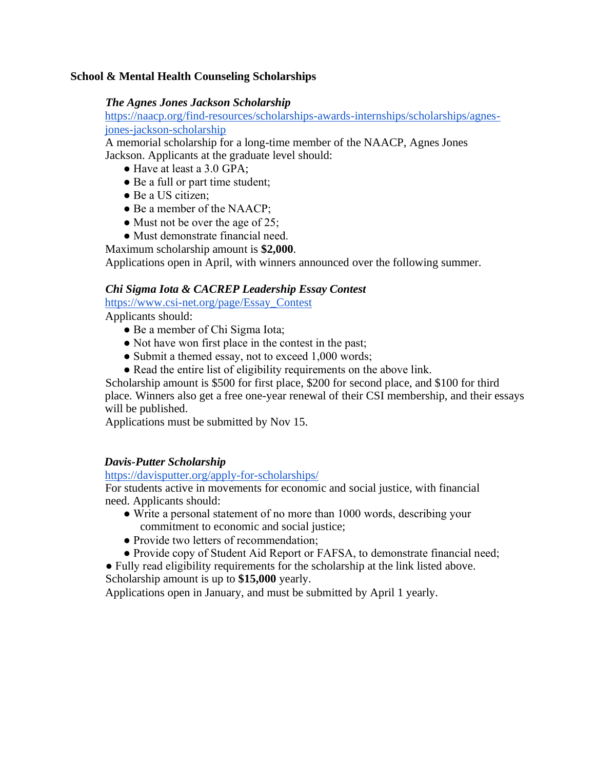## School & Mental Health Counseling Scholarships

### *The Agnes Jones Jackson Scholarship*

https://naacp.org/find-resources/scholarships-awards-internships/scholarships/agnes-jones-jackson-scholarship

A memorial scholarship for a long-time member of the NAACP, Agnes Jones Jackson. Applicants at the graduate level should:

- Have at least a 3.0 GPA;
- Be a full or part time student;
- Be a US citizen;
- Be a member of the NAACP;
- Must not be over the age of 25;
- Must demonstrate financial need.

Maximum scholarship amount is **$2,000**.

Applications open in April, with winners announced over the following summer.

### *Chi Sigma Iota & CACREP Leadership Essay Contest*

https://www.csi-net.org/page/Essay_Contest

Applicants should:

- Be a member of Chi Sigma Iota;
- Not have won first place in the contest in the past;
- Submit a themed essay, not to exceed 1,000 words;
- Read the entire list of eligibility requirements on the above link.

Scholarship amount is $500 for first place, $200 for second place, and $100 for third place. Winners also get a free one-year renewal of their CSI membership, and their essays will be published.

Applications must be submitted by Nov 15.

### *Davis-Putter Scholarship*

https://davisputter.org/apply-for-scholarships/

For students active in movements for economic and social justice, with financial need. Applicants should:

- Write a personal statement of no more than 1000 words, describing your commitment to economic and social justice;
- Provide two letters of recommendation;
- Provide copy of Student Aid Report or FAFSA, to demonstrate financial need;
- Fully read eligibility requirements for the scholarship at the link listed above.

Scholarship amount is up to **$15,000** yearly.

Applications open in January, and must be submitted by April 1 yearly.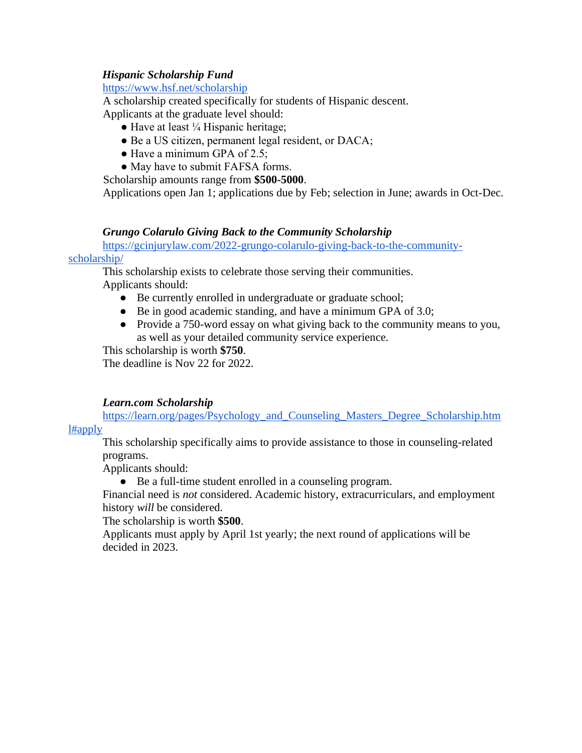***Hispanic Scholarship Fund***

https://www.hsf.net/scholarship

A scholarship created specifically for students of Hispanic descent.

Applicants at the graduate level should:

- Have at least ¼ Hispanic heritage;
- Be a US citizen, permanent legal resident, or DACA;
- Have a minimum GPA of 2.5;
- May have to submit FAFSA forms.

Scholarship amounts range from **$500-5000**.

Applications open Jan 1; applications due by Feb; selection in June; awards in Oct-Dec.

***Grungo Colarulo Giving Back to the Community Scholarship***

https://gcinjurylaw.com/2022-grungo-colarulo-giving-back-to-the-community-scholarship/

This scholarship exists to celebrate those serving their communities.

Applicants should:

- Be currently enrolled in undergraduate or graduate school;
- Be in good academic standing, and have a minimum GPA of 3.0;
- Provide a 750-word essay on what giving back to the community means to you, as well as your detailed community service experience.

This scholarship is worth **$750**.

The deadline is Nov 22 for 2022.

***Learn.com Scholarship***

https://learn.org/pages/Psychology_and_Counseling_Masters_Degree_Scholarship.html#apply

This scholarship specifically aims to provide assistance to those in counseling-related programs.

Applicants should:

- Be a full-time student enrolled in a counseling program.

Financial need is *not* considered. Academic history, extracurriculars, and employment history *will* be considered.

The scholarship is worth **$500**.

Applicants must apply by April 1st yearly; the next round of applications will be decided in 2023.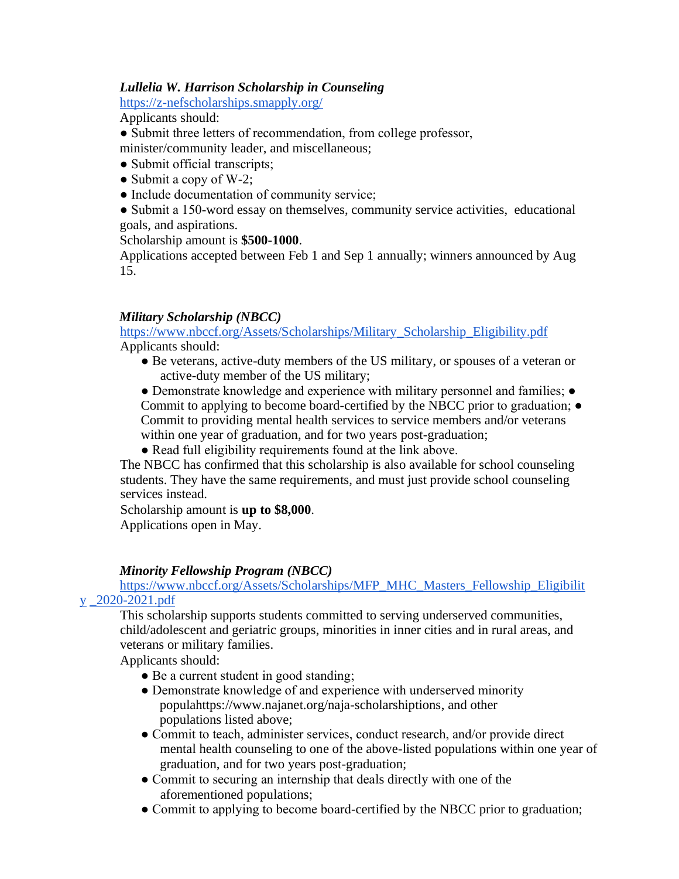***Lullelia W. Harrison Scholarship in Counseling***

https://z-nefscholarships.smapply.org/

Applicants should:

- Submit three letters of recommendation, from college professor, minister/community leader, and miscellaneous;
- Submit official transcripts;
- Submit a copy of W-2;
- Include documentation of community service;
- Submit a 150-word essay on themselves, community service activities, educational goals, and aspirations.

Scholarship amount is **$500-1000**.

Applications accepted between Feb 1 and Sep 1 annually; winners announced by Aug 15.

***Military Scholarship (NBCC)***

https://www.nbccf.org/Assets/Scholarships/Military_Scholarship_Eligibility.pdf

Applicants should:

- Be veterans, active-duty members of the US military, or spouses of a veteran or active-duty member of the US military;
- Demonstrate knowledge and experience with military personnel and families;
- Commit to applying to become board-certified by the NBCC prior to graduation;
- Commit to providing mental health services to service members and/or veterans within one year of graduation, and for two years post-graduation;
- Read full eligibility requirements found at the link above.

The NBCC has confirmed that this scholarship is also available for school counseling students. They have the same requirements, and must just provide school counseling services instead.

Scholarship amount is **up to $8,000**.

Applications open in May.

***Minority Fellowship Program (NBCC)***

https://www.nbccf.org/Assets/Scholarships/MFP_MHC_Masters_Fellowship_Eligibility_2020-2021.pdf

This scholarship supports students committed to serving underserved communities, child/adolescent and geriatric groups, minorities in inner cities and in rural areas, and veterans or military families.

Applicants should:

- Be a current student in good standing;
- Demonstrate knowledge of and experience with underserved minority populahttps://www.najanet.org/naja-scholarshiptions, and other populations listed above;
- Commit to teach, administer services, conduct research, and/or provide direct mental health counseling to one of the above-listed populations within one year of graduation, and for two years post-graduation;
- Commit to securing an internship that deals directly with one of the aforementioned populations;
- Commit to applying to become board-certified by the NBCC prior to graduation;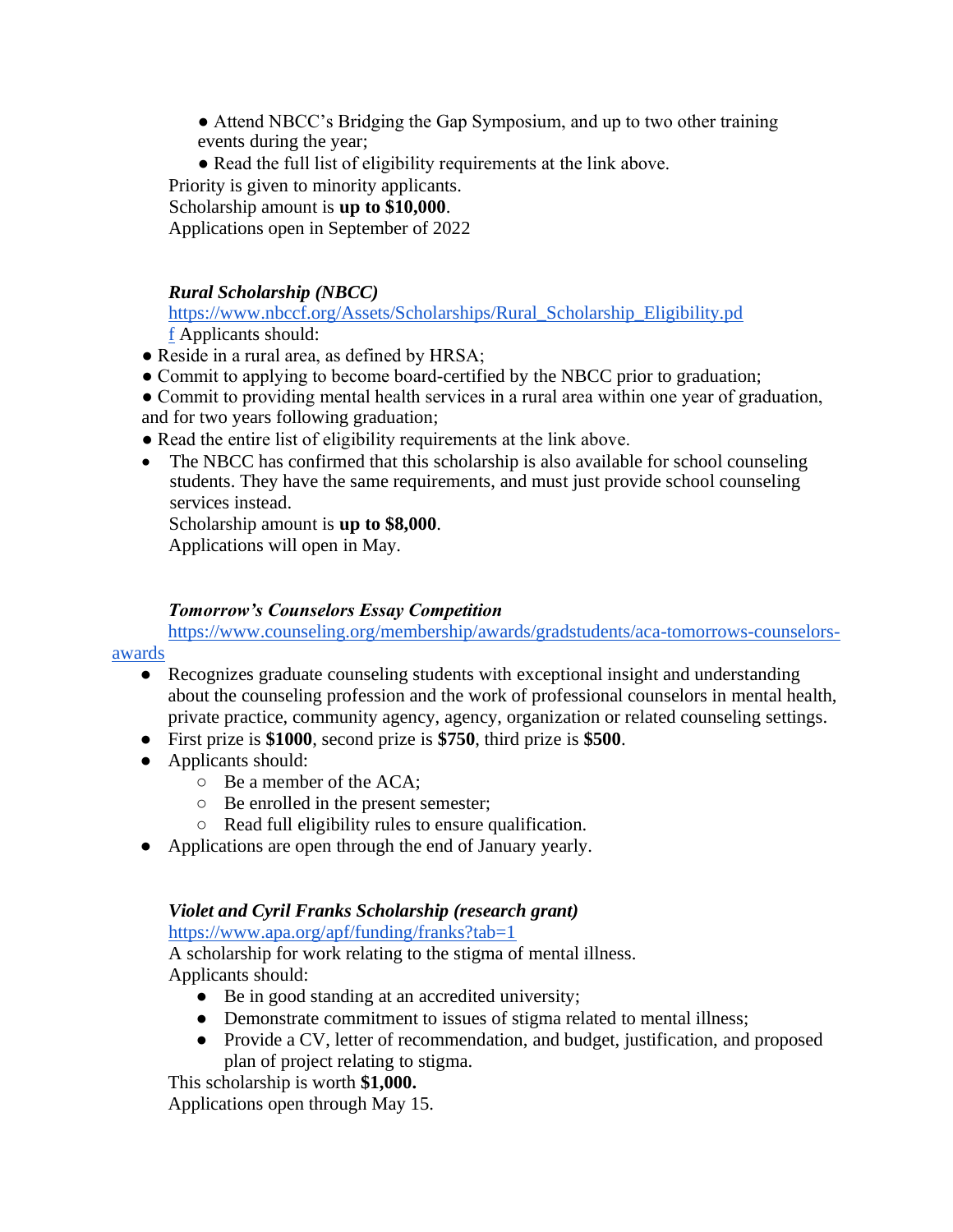- Attend NBCC's Bridging the Gap Symposium, and up to two other training events during the year;
- Read the full list of eligibility requirements at the link above.

Priority is given to minority applicants.
Scholarship amount is **up to $10,000**.
Applications open in September of 2022

***Rural Scholarship (NBCC)***
https://www.nbccf.org/Assets/Scholarships/Rural_Scholarship_Eligibility.pdf Applicants should:

- Reside in a rural area, as defined by HRSA;
- Commit to applying to become board-certified by the NBCC prior to graduation;
- Commit to providing mental health services in a rural area within one year of graduation, and for two years following graduation;
- Read the entire list of eligibility requirements at the link above.
- The NBCC has confirmed that this scholarship is also available for school counseling students. They have the same requirements, and must just provide school counseling services instead.

Scholarship amount is **up to $8,000**.
Applications will open in May.

***Tomorrow's Counselors Essay Competition***
https://www.counseling.org/membership/awards/gradstudents/aca-tomorrows-counselors-awards

- Recognizes graduate counseling students with exceptional insight and understanding about the counseling profession and the work of professional counselors in mental health, private practice, community agency, agency, organization or related counseling settings.
- First prize is **$1000**, second prize is **$750**, third prize is **$500**.
- Applicants should:
  - Be a member of the ACA;
  - Be enrolled in the present semester;
  - Read full eligibility rules to ensure qualification.
- Applications are open through the end of January yearly.

***Violet and Cyril Franks Scholarship (research grant)***
https://www.apa.org/apf/funding/franks?tab=1
A scholarship for work relating to the stigma of mental illness.
Applicants should:

- Be in good standing at an accredited university;
- Demonstrate commitment to issues of stigma related to mental illness;
- Provide a CV, letter of recommendation, and budget, justification, and proposed plan of project relating to stigma.

This scholarship is worth **$1,000.**
Applications open through May 15.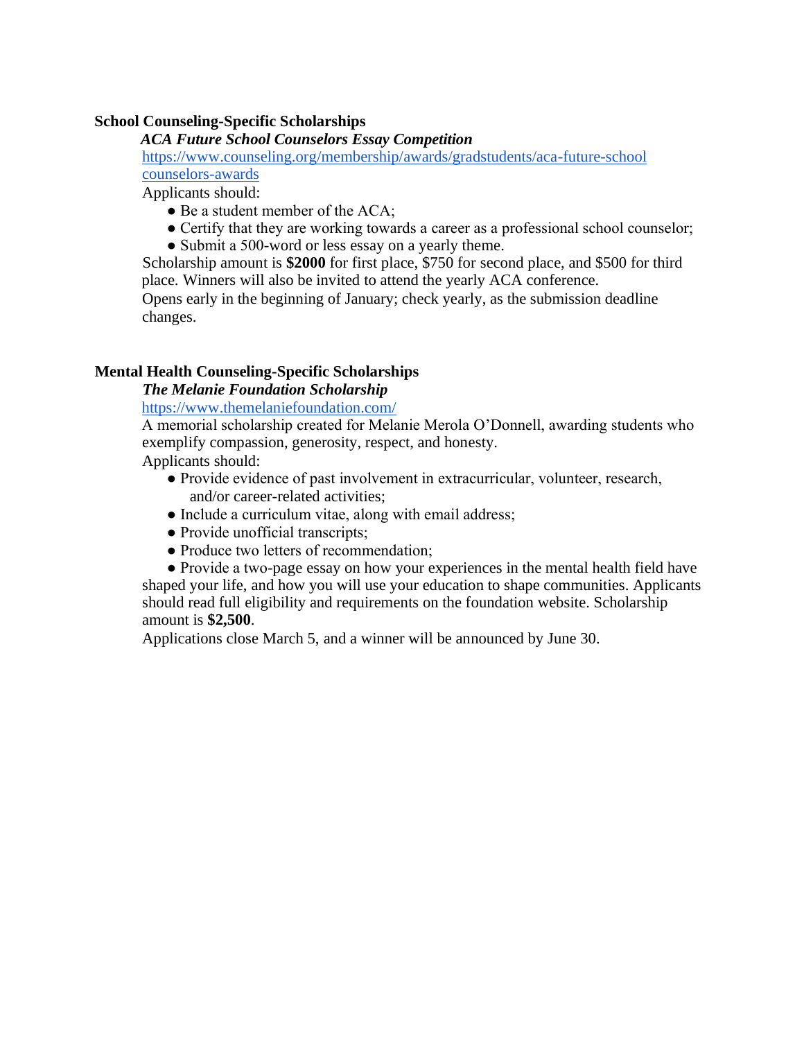**School Counseling-Specific Scholarships**

***ACA Future School Counselors Essay Competition***

[https://www.counseling.org/membership/awards/gradstudents/aca-future-school counselors-awards](https://www.counseling.org/membership/awards/gradstudents/aca-future-school-counselors-awards)

Applicants should:

- Be a student member of the ACA;
- Certify that they are working towards a career as a professional school counselor;
- Submit a 500-word or less essay on a yearly theme.

Scholarship amount is **$2000** for first place, $750 for second place, and $500 for third place. Winners will also be invited to attend the yearly ACA conference.

Opens early in the beginning of January; check yearly, as the submission deadline changes.

**Mental Health Counseling-Specific Scholarships**

***The Melanie Foundation Scholarship***

[https://www.themelaniefoundation.com/](https://www.themelaniefoundation.com/)

A memorial scholarship created for Melanie Merola O'Donnell, awarding students who exemplify compassion, generosity, respect, and honesty.

Applicants should:

- Provide evidence of past involvement in extracurricular, volunteer, research, and/or career-related activities;
- Include a curriculum vitae, along with email address;
- Provide unofficial transcripts;
- Produce two letters of recommendation;
- Provide a two-page essay on how your experiences in the mental health field have shaped your life, and how you will use your education to shape communities. Applicants should read full eligibility and requirements on the foundation website. Scholarship amount is **$2,500**.

Applications close March 5, and a winner will be announced by June 30.